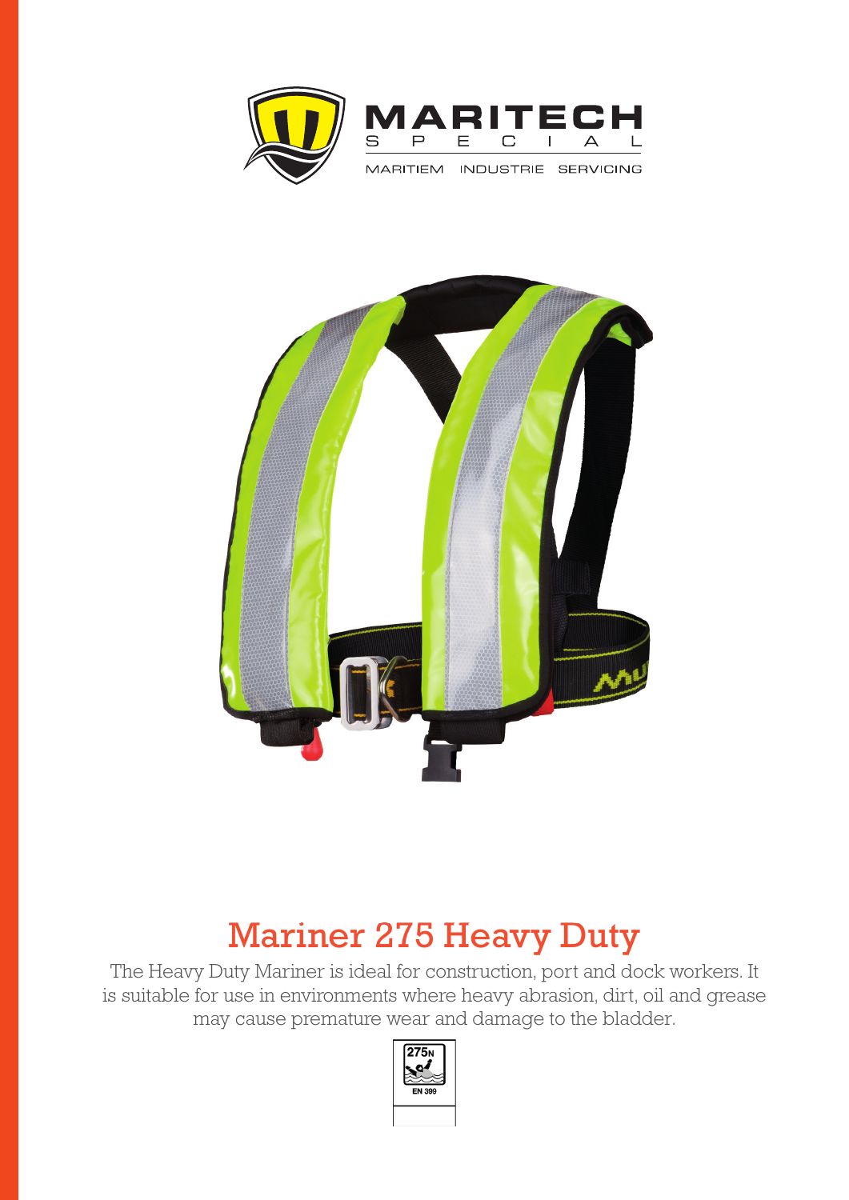MARITECH

SPECIAL

MARITIEM INDUSTRIE SERVICING

# Mariner 275 Heavy Duty

The Heavy Duty Mariner is ideal for construction, port and dock workers. It is suitable for use in environments where heavy abrasion, dirt, oil and grease may cause premature wear and damage to the bladder.

275N

EN 399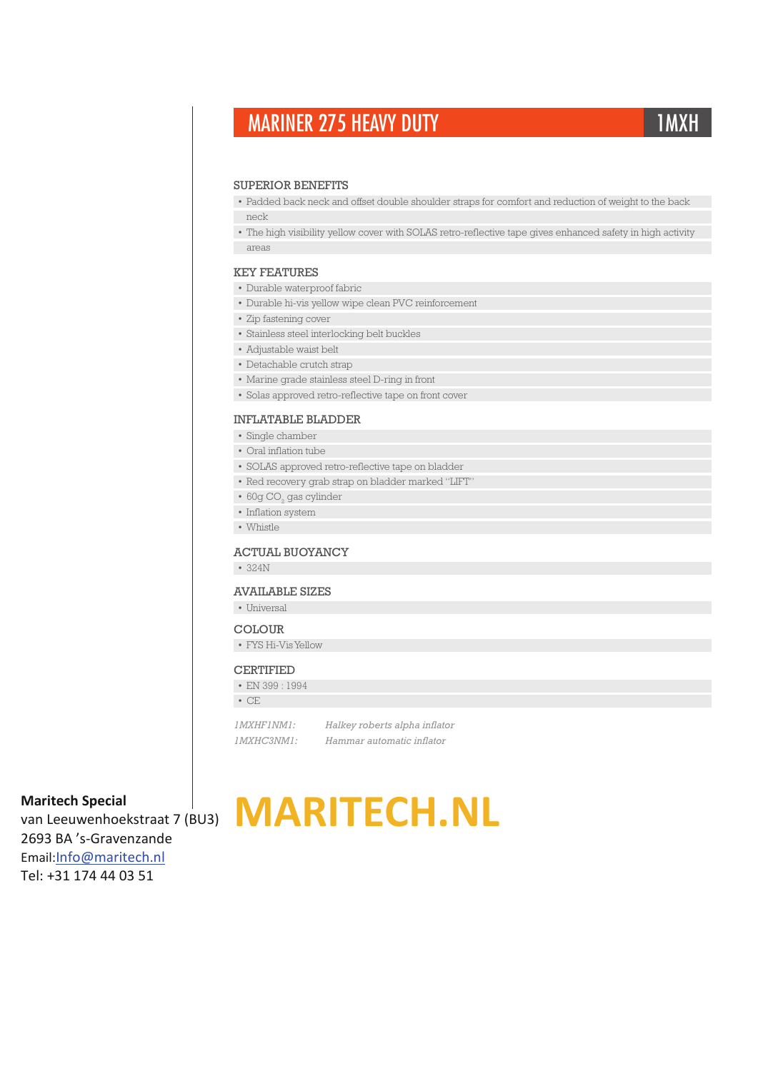# MARINER 275 HEAVY DUTY — 1MXH

## SUPERIOR BENEFITS

- Padded back neck and offset double shoulder straps for comfort and reduction of weight to the back neck
- The high visibility yellow cover with SOLAS retro-reflective tape gives enhanced safety in high activity areas

## KEY FEATURES

- Durable waterproof fabric
- Durable hi-vis yellow wipe clean PVC reinforcement
- Zip fastening cover
- Stainless steel interlocking belt buckles
- Adjustable waist belt
- Detachable crutch strap
- Marine grade stainless steel D-ring in front
- Solas approved retro-reflective tape on front cover

## INFLATABLE BLADDER

- Single chamber
- Oral inflation tube
- SOLAS approved retro-reflective tape on bladder
- Red recovery grab strap on bladder marked "LIFT"
- 60g $CO_2$ gas cylinder
- Inflation system
- Whistle

## ACTUAL BUOYANCY

- 324N

## AVAILABLE SIZES

- Universal

## COLOUR

- FYS Hi-Vis Yellow

## CERTIFIED

- EN 399 : 1994
- CE

*1MXHF1NM1:* *Halkey roberts alpha inflator*
*1MXHC3NM1:* *Hammar automatic inflator*

**Maritech Special**
van Leeuwenhoekstraat 7 (BU3)
2693 BA 's-Gravenzande
Email:Info@maritech.nl
Tel: +31 174 44 03 51

**MARITECH.NL**